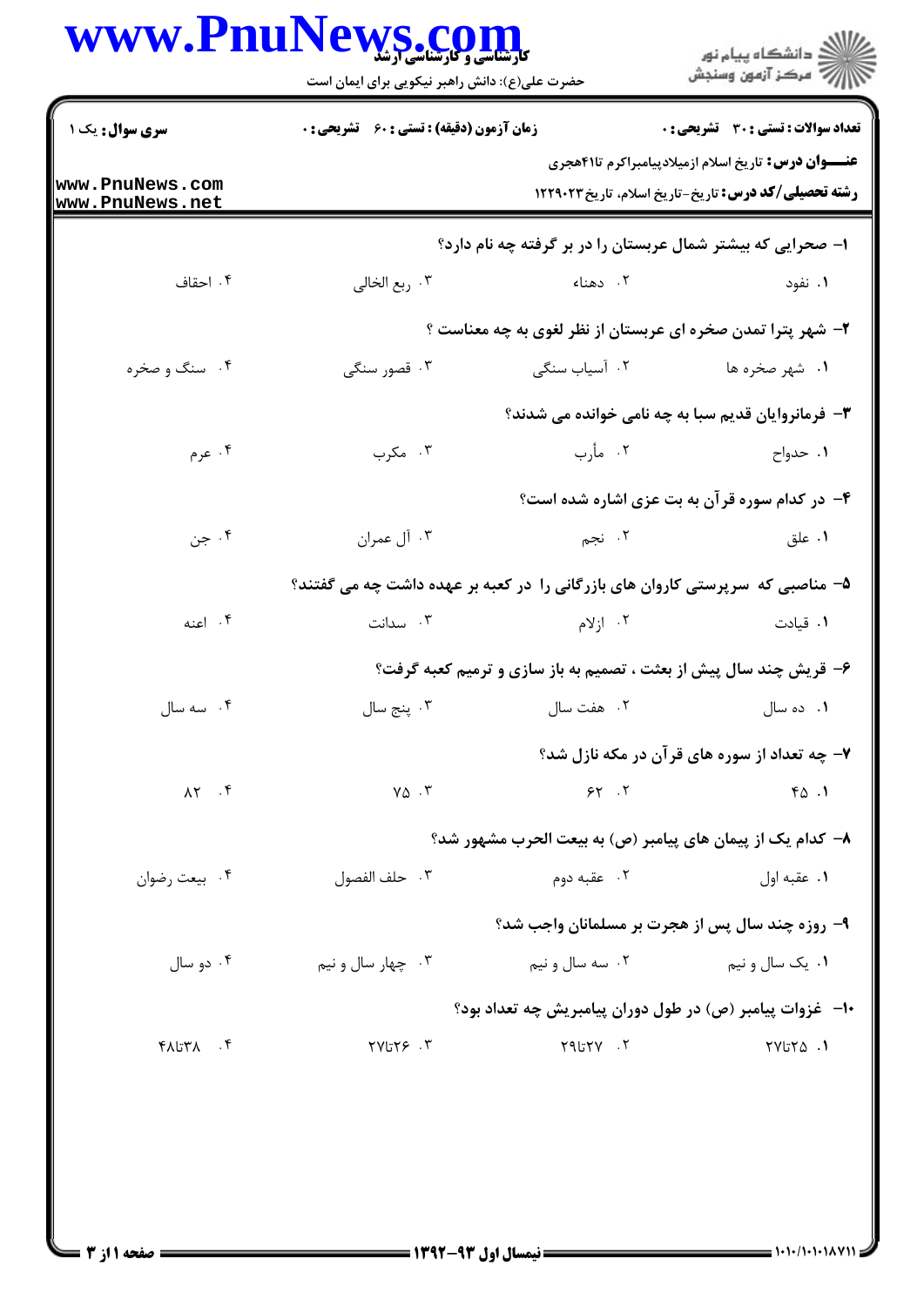**تعداد سوالات : تستی : ۳۰ تشریحی : ۰** | **زمان آزمون (دقیقه) : تستی : ۶۰ تشریحی : ۰** | **سری سوال : یک ۱**

**عنـــوان درس:** تاریخ اسلام ازمیلادپیامبراکرم تا۴۱هجری

**رشته تحصیلی/کد درس:** تاریخ-تاریخ اسلام، تاریخ۱۲۲۹۰۲۳

۱- صحرایی که بیشتر شمال عربستان را در بر گرفته چه نام دارد؟

۱. نفود ۲. دهناء ۳. ربع الخالی ۴. احقاف

۲- شهر پترا تمدن صخره ای عربستان از نظر لغوی به چه معناست ؟

۱. شهر صخره ها ۲. آسیاب سنگی ۳. قصور سنگی ۴. سنگ و صخره

۳- فرمانروایان قدیم سبا به چه نامی خوانده می شدند؟

۱. حدواح ۲. مأرب ۳. مکرب ۴. عرم

۴- در کدام سوره قرآن به بت عزی اشاره شده است؟

۱. علق ۲. نجم ۳. آل عمران ۴. جن

۵- مناصبی که سرپرستی کاروان های بازرگانی را در کعبه بر عهده داشت چه می گفتند؟

۱. قیادت ۲. ازلام ۳. سدانت ۴. اعنه

۶- قریش چند سال پیش از بعثت ، تصمیم به باز سازی و ترمیم کعبه گرفت؟

۱. ده سال ۲. هفت سال ۳. پنج سال ۴. سه سال

۷- چه تعداد از سوره های قرآن در مکه نازل شد؟

۱. ۴۵ ۲. ۶۲ ۳. ۷۵ ۴. ۸۲

۸- کدام یک از پیمان های پیامبر (ص) به بیعت الحرب مشهور شد؟

۱. عقبه اول ۲. عقبه دوم ۳. حلف الفصول ۴. بیعت رضوان

۹- روزه چند سال پس از هجرت بر مسلمانان واجب شد؟

۱. یک سال و نیم ۲. سه سال و نیم ۳. چهار سال و نیم ۴. دو سال

۱۰- غزوات پیامبر (ص) در طول دوران پیامبریش چه تعداد بود؟

۱. ۲۵تا۲۷ ۲. ۲۷تا۲۹ ۳. ۲۶تا۲۷ ۴. ۳۸تا۴۸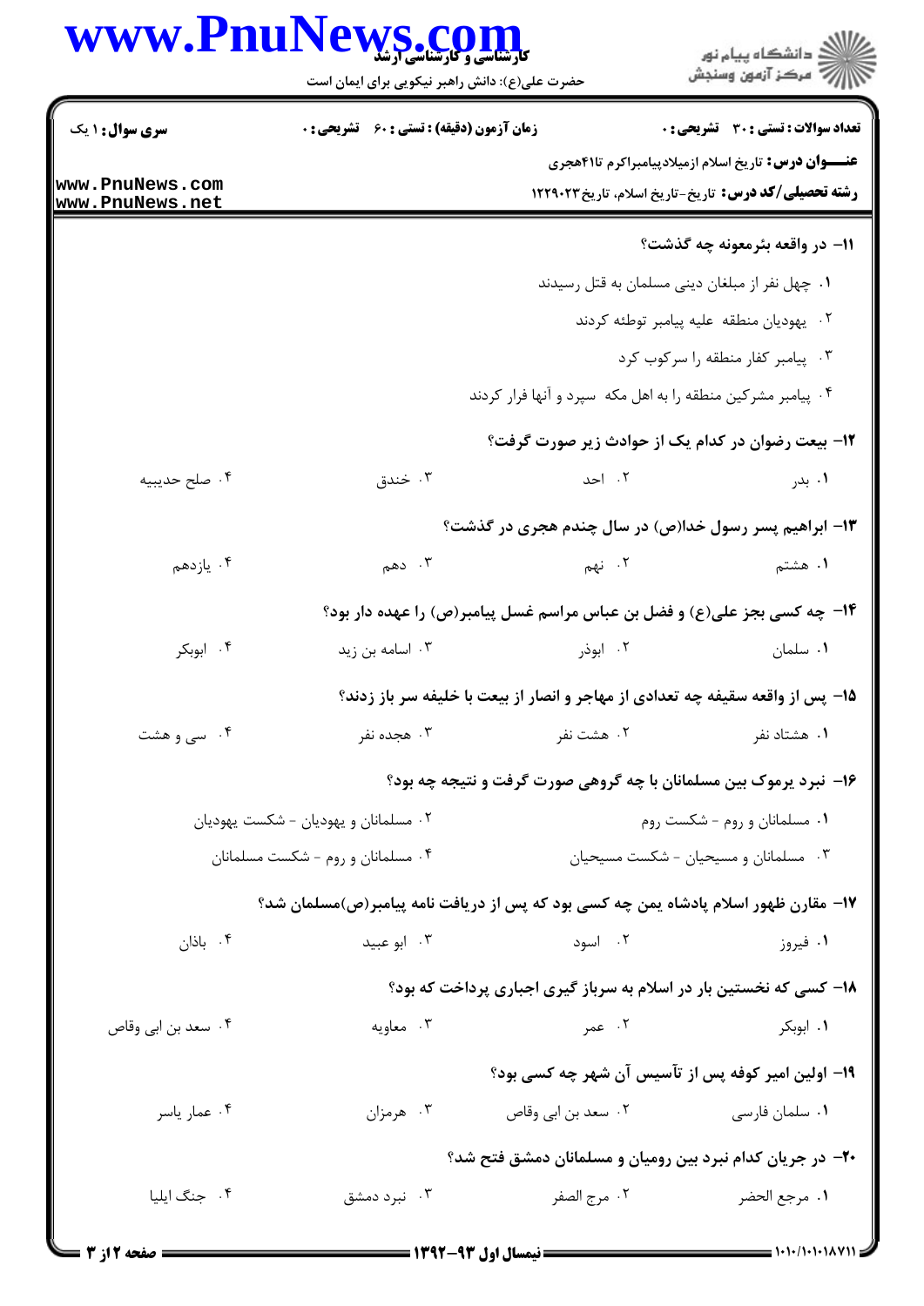۱۱- در واقعه بئرمعونه چه گذشت؟

۱. چهل نفر از مبلغان دینی مسلمان به قتل رسیدند

۲. یهودیان منطقه علیه پیامبر توطئه کردند

۳. پیامبر کفار منطقه را سرکوب کرد

۴. پیامبر مشرکین منطقه را به اهل مکه سپرد و آنها فرار کردند

۱۲- بیعت رضوان در کدام یک از حوادث زیر صورت گرفت؟

۱. بدر ۲. احد ۳. خندق ۴. صلح حدیبیه

۱۳- ابراهیم پسر رسول خدا(ص) در سال چندم هجری در گذشت؟

۱. هشتم ۲. نهم ۳. دهم ۴. یازدهم

۱۴- چه کسی بجز علی(ع) و فضل بن عباس مراسم غسل پیامبر(ص) را عهده دار بود؟

۱. سلمان ۲. ابوذر ۳. اسامه بن زید ۴. ابوبکر

۱۵- پس از واقعه سقیفه چه تعدادی از مهاجر و انصار از بیعت با خلیفه سر باز زدند؟

۱. هشتاد نفر ۲. هشت نفر ۳. هجده نفر ۴. سی و هشت

۱۶- نبرد یرموک بین مسلمانان با چه گروهی صورت گرفت و نتیجه چه بود؟

۱. مسلمانان و روم - شکست روم

۲. مسلمانان و یهودیان - شکست یهودیان

۳. مسلمانان و مسیحیان - شکست مسیحیان

۴. مسلمانان و روم - شکست مسلمانان

۱۷- مقارن ظهور اسلام پادشاه یمن چه کسی بود که پس از دریافت نامه پیامبر(ص)مسلمان شد؟

۱. فیروز ۲. اسود ۳. ابو عبید ۴. باذان

۱۸- کسی که نخستین بار در اسلام به سربازگیری اجباری پرداخت که بود؟

۱. ابوبکر ۲. عمر ۳. معاویه ۴. سعد بن ابی وقاص

۱۹- اولین امیر کوفه پس از تأسیس آن شهر چه کسی بود؟

۱. سلمان فارسی ۲. سعد بن ابی وقاص ۳. هرمزان ۴. عمار یاسر

۲۰- در جریان کدام نبرد بین رومیان و مسلمانان دمشق فتح شد؟

۱. مرجع الحضر ۲. مرج الصفر ۳. نبرد دمشق ۴. جنگ ایلیا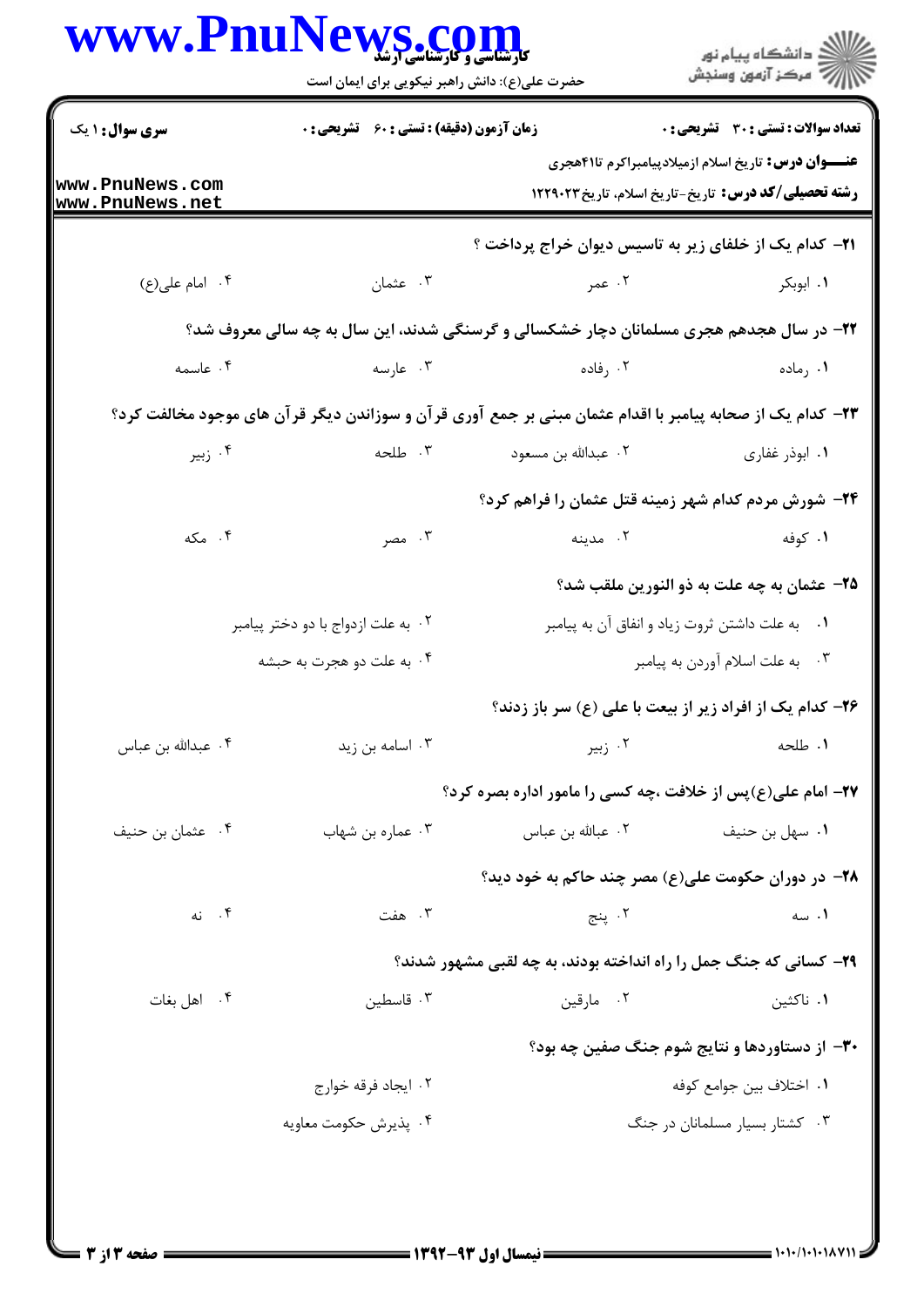۲۱- کدام یک از خلفای زیر به تاسیس دیوان خراج پرداخت ؟

۱. ابوبکر
۲. عمر
۳. عثمان
۴. امام علی(ع)

۲۲- در سال هجدهم هجری مسلمانان دچار خشکسالی و گرسنگی شدند، این سال به چه سالی معروف شد؟

۱. رماده
۲. رفاده
۳. عارسه
۴. عاسمه

۲۳- کدام یک از صحابه پیامبر با اقدام عثمان مبنی بر جمع آوری قرآن و سوزاندن دیگر قرآن های موجود مخالفت کرد؟

۱. ابوذر غفاری
۲. عبدالله بن مسعود
۳. طلحه
۴. زبیر

۲۴- شورش مردم کدام شهر زمینه قتل عثمان را فراهم کرد؟

۱. کوفه
۲. مدینه
۳. مصر
۴. مکه

۲۵- عثمان به چه علت به ذو النورین ملقب شد؟

۱. به علت داشتن ثروت زیاد و انفاق آن به پیامبر
۲. به علت ازدواج با دو دختر پیامبر
۳. به علت اسلام آوردن به پیامبر
۴. به علت دو هجرت به حبشه

۲۶- کدام یک از افراد زیر از بیعت با علی (ع) سر باز زدند؟

۱. طلحه
۲. زبیر
۳. اسامه بن زید
۴. عبدالله بن عباس

۲۷- امام علی(ع)پس از خلافت ،چه کسی را مامور اداره بصره کرد؟

۱. سهل بن حنیف
۲. عبالله بن عباس
۳. عماره بن شهاب
۴. عثمان بن حنیف

۲۸- در دوران حکومت علی(ع) مصر چند حاکم به خود دید؟

۱. سه
۲. پنج
۳. هفت
۴. نه

۲۹- کسانی که جنگ جمل را راه انداخته بودند، به چه لقبی مشهور شدند؟

۱. ناکثین
۲. مارقین
۳. قاسطین
۴. اهل بغات

۳۰- از دستاوردها و نتایج شوم جنگ صفین چه بود؟

۱. اختلاف بین جوامع کوفه
۲. ایجاد فرقه خوارج
۳. کشتار بسیار مسلمانان در جنگ
۴. پذیرش حکومت معاویه